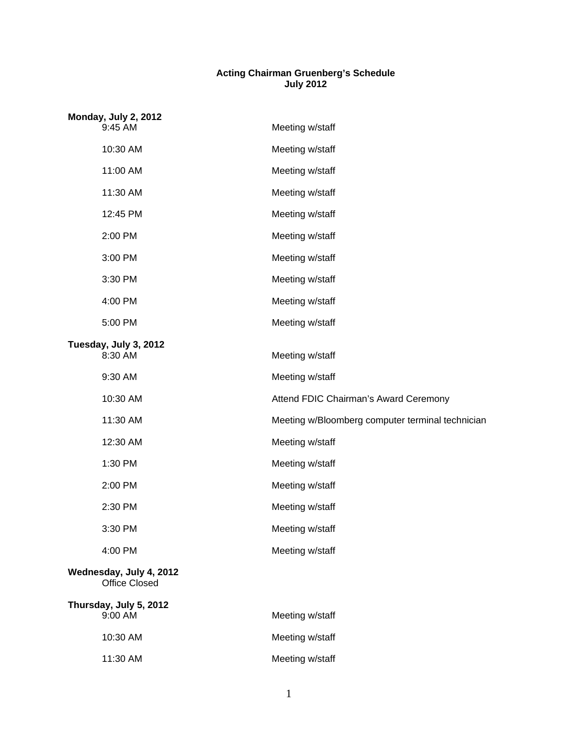**Acting Chairman Gruenberg's Schedule**
**July 2012**

**Monday, July 2, 2012**

| | |
|---|---|
| 9:45 AM | Meeting w/staff |
| 10:30 AM | Meeting w/staff |
| 11:00 AM | Meeting w/staff |
| 11:30 AM | Meeting w/staff |
| 12:45 PM | Meeting w/staff |
| 2:00 PM | Meeting w/staff |
| 3:00 PM | Meeting w/staff |
| 3:30 PM | Meeting w/staff |
| 4:00 PM | Meeting w/staff |
| 5:00 PM | Meeting w/staff |

**Tuesday, July 3, 2012**

| | |
|---|---|
| 8:30 AM | Meeting w/staff |
| 9:30 AM | Meeting w/staff |
| 10:30 AM | Attend FDIC Chairman's Award Ceremony |
| 11:30 AM | Meeting w/Bloomberg computer terminal technician |
| 12:30 AM | Meeting w/staff |
| 1:30 PM | Meeting w/staff |
| 2:00 PM | Meeting w/staff |
| 2:30 PM | Meeting w/staff |
| 3:30 PM | Meeting w/staff |
| 4:00 PM | Meeting w/staff |

**Wednesday, July 4, 2012**

Office Closed

**Thursday, July 5, 2012**

| | |
|---|---|
| 9:00 AM | Meeting w/staff |
| 10:30 AM | Meeting w/staff |
| 11:30 AM | Meeting w/staff |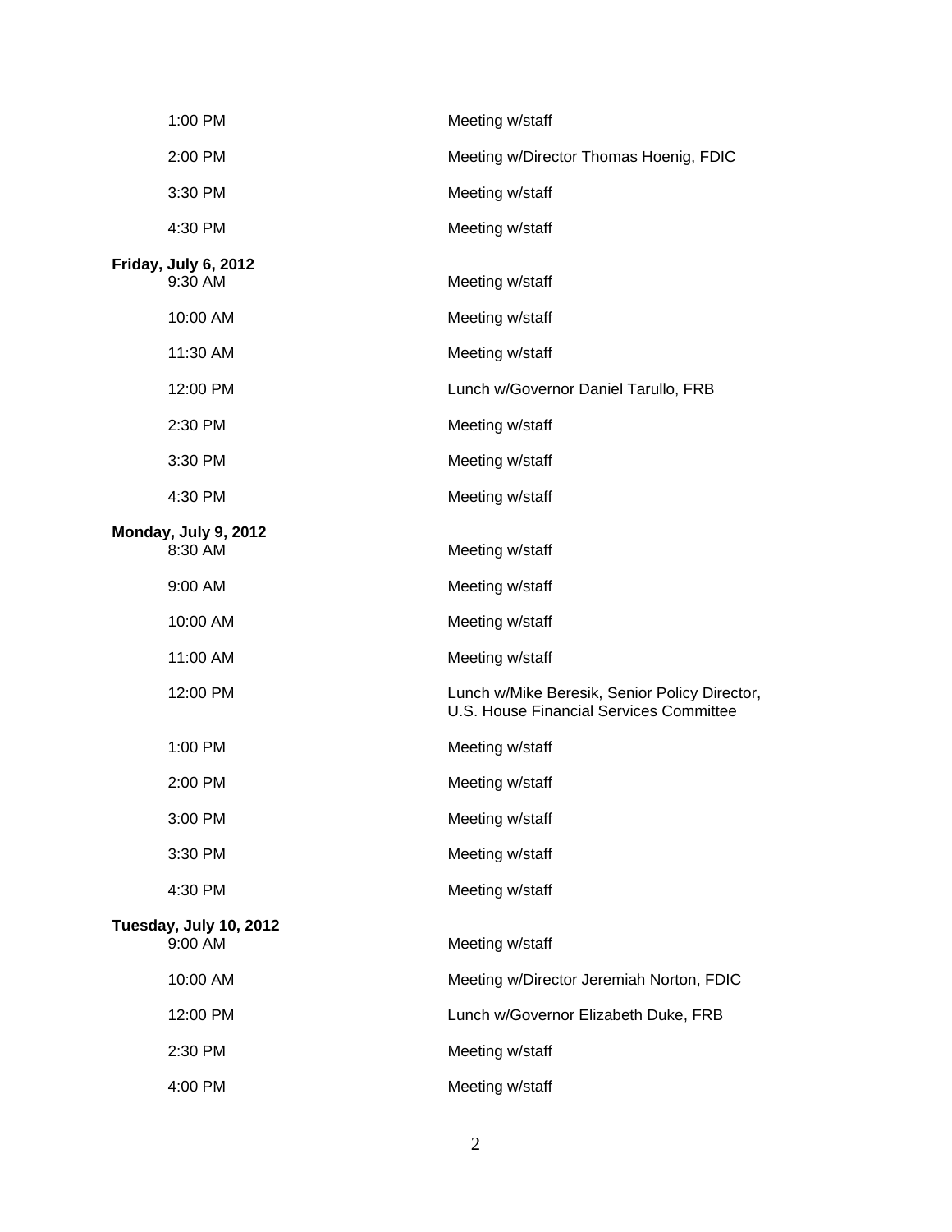| | |
|---|---|
| 1:00 PM | Meeting w/staff |
| 2:00 PM | Meeting w/Director Thomas Hoenig, FDIC |
| 3:30 PM | Meeting w/staff |
| 4:30 PM | Meeting w/staff |

**Friday, July 6, 2012**

| | |
|---|---|
| 9:30 AM | Meeting w/staff |
| 10:00 AM | Meeting w/staff |
| 11:30 AM | Meeting w/staff |
| 12:00 PM | Lunch w/Governor Daniel Tarullo, FRB |
| 2:30 PM | Meeting w/staff |
| 3:30 PM | Meeting w/staff |
| 4:30 PM | Meeting w/staff |

**Monday, July 9, 2012**

| | |
|---|---|
| 8:30 AM | Meeting w/staff |
| 9:00 AM | Meeting w/staff |
| 10:00 AM | Meeting w/staff |
| 11:00 AM | Meeting w/staff |
| 12:00 PM | Lunch w/Mike Beresik, Senior Policy Director, U.S. House Financial Services Committee |
| 1:00 PM | Meeting w/staff |
| 2:00 PM | Meeting w/staff |
| 3:00 PM | Meeting w/staff |
| 3:30 PM | Meeting w/staff |
| 4:30 PM | Meeting w/staff |

**Tuesday, July 10, 2012**

| | |
|---|---|
| 9:00 AM | Meeting w/staff |
| 10:00 AM | Meeting w/Director Jeremiah Norton, FDIC |
| 12:00 PM | Lunch w/Governor Elizabeth Duke, FRB |
| 2:30 PM | Meeting w/staff |
| 4:00 PM | Meeting w/staff |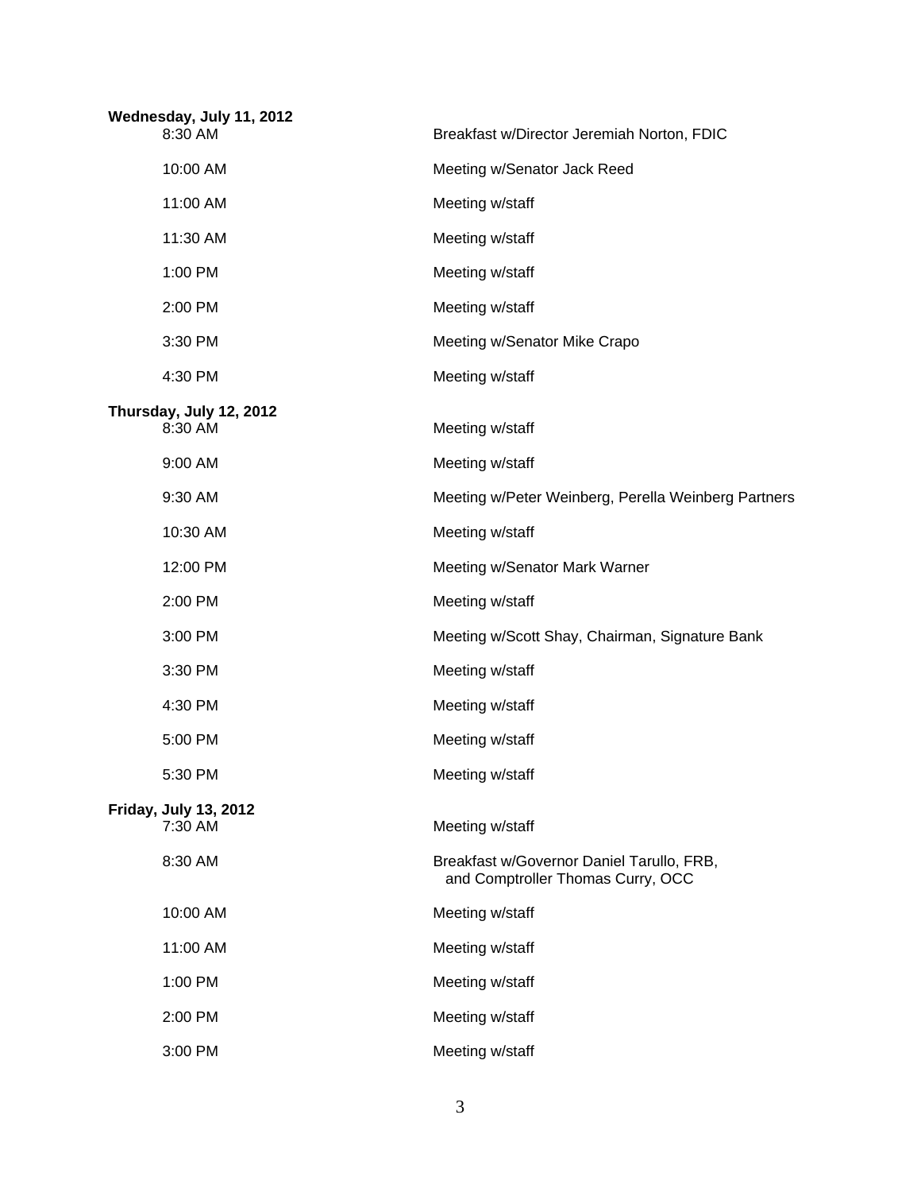**Wednesday, July 11, 2012**

| | |
|---|---|
| 8:30 AM | Breakfast w/Director Jeremiah Norton, FDIC |
| 10:00 AM | Meeting w/Senator Jack Reed |
| 11:00 AM | Meeting w/staff |
| 11:30 AM | Meeting w/staff |
| 1:00 PM | Meeting w/staff |
| 2:00 PM | Meeting w/staff |
| 3:30 PM | Meeting w/Senator Mike Crapo |
| 4:30 PM | Meeting w/staff |

**Thursday, July 12, 2012**

| | |
|---|---|
| 8:30 AM | Meeting w/staff |
| 9:00 AM | Meeting w/staff |
| 9:30 AM | Meeting w/Peter Weinberg, Perella Weinberg Partners |
| 10:30 AM | Meeting w/staff |
| 12:00 PM | Meeting w/Senator Mark Warner |
| 2:00 PM | Meeting w/staff |
| 3:00 PM | Meeting w/Scott Shay, Chairman, Signature Bank |
| 3:30 PM | Meeting w/staff |
| 4:30 PM | Meeting w/staff |
| 5:00 PM | Meeting w/staff |
| 5:30 PM | Meeting w/staff |

**Friday, July 13, 2012**

| | |
|---|---|
| 7:30 AM | Meeting w/staff |
| 8:30 AM | Breakfast w/Governor Daniel Tarullo, FRB, and Comptroller Thomas Curry, OCC |
| 10:00 AM | Meeting w/staff |
| 11:00 AM | Meeting w/staff |
| 1:00 PM | Meeting w/staff |
| 2:00 PM | Meeting w/staff |
| 3:00 PM | Meeting w/staff |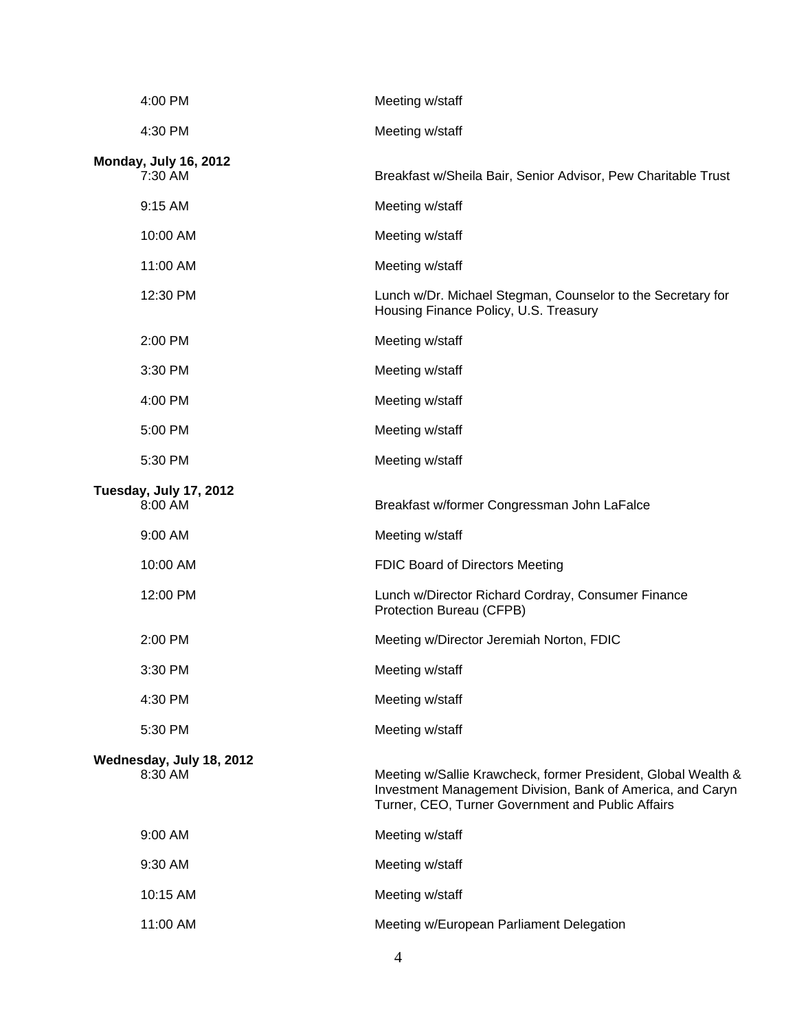| | |
|---|---|
| 4:00 PM | Meeting w/staff |
| 4:30 PM | Meeting w/staff |

**Monday, July 16, 2012**

| | |
|---|---|
| 7:30 AM | Breakfast w/Sheila Bair, Senior Advisor, Pew Charitable Trust |
| 9:15 AM | Meeting w/staff |
| 10:00 AM | Meeting w/staff |
| 11:00 AM | Meeting w/staff |
| 12:30 PM | Lunch w/Dr. Michael Stegman, Counselor to the Secretary for Housing Finance Policy, U.S. Treasury |
| 2:00 PM | Meeting w/staff |
| 3:30 PM | Meeting w/staff |
| 4:00 PM | Meeting w/staff |
| 5:00 PM | Meeting w/staff |
| 5:30 PM | Meeting w/staff |

**Tuesday, July 17, 2012**

| | |
|---|---|
| 8:00 AM | Breakfast w/former Congressman John LaFalce |
| 9:00 AM | Meeting w/staff |
| 10:00 AM | FDIC Board of Directors Meeting |
| 12:00 PM | Lunch w/Director Richard Cordray, Consumer Finance Protection Bureau (CFPB) |
| 2:00 PM | Meeting w/Director Jeremiah Norton, FDIC |
| 3:30 PM | Meeting w/staff |
| 4:30 PM | Meeting w/staff |
| 5:30 PM | Meeting w/staff |

**Wednesday, July 18, 2012**

| | |
|---|---|
| 8:30 AM | Meeting w/Sallie Krawcheck, former President, Global Wealth & Investment Management Division, Bank of America, and Caryn Turner, CEO, Turner Government and Public Affairs |
| 9:00 AM | Meeting w/staff |
| 9:30 AM | Meeting w/staff |
| 10:15 AM | Meeting w/staff |
| 11:00 AM | Meeting w/European Parliament Delegation |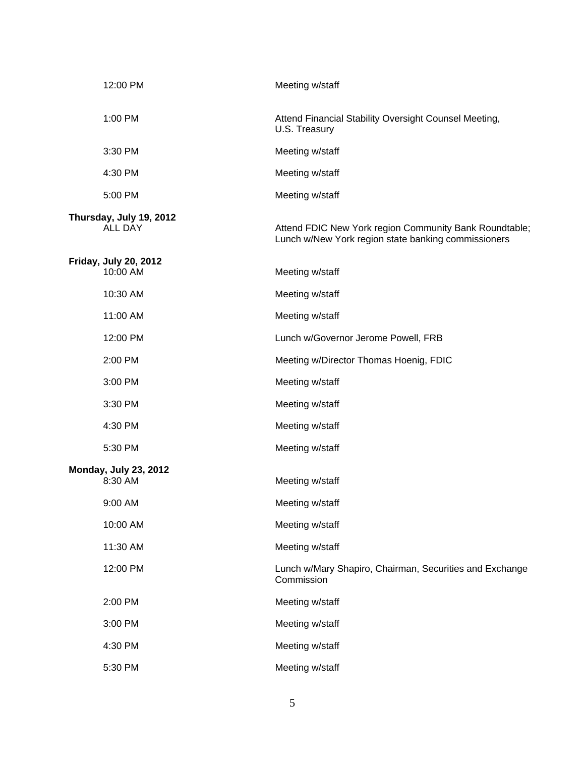| | |
|---|---|
| 12:00 PM | Meeting w/staff |
| 1:00 PM | Attend Financial Stability Oversight Counsel Meeting, U.S. Treasury |
| 3:30 PM | Meeting w/staff |
| 4:30 PM | Meeting w/staff |
| 5:00 PM | Meeting w/staff |

**Thursday, July 19, 2012**

| | |
|---|---|
| ALL DAY | Attend FDIC New York region Community Bank Roundtable; Lunch w/New York region state banking commissioners |

**Friday, July 20, 2012**

| | |
|---|---|
| 10:00 AM | Meeting w/staff |
| 10:30 AM | Meeting w/staff |
| 11:00 AM | Meeting w/staff |
| 12:00 PM | Lunch w/Governor Jerome Powell, FRB |
| 2:00 PM | Meeting w/Director Thomas Hoenig, FDIC |
| 3:00 PM | Meeting w/staff |
| 3:30 PM | Meeting w/staff |
| 4:30 PM | Meeting w/staff |
| 5:30 PM | Meeting w/staff |

**Monday, July 23, 2012**

| | |
|---|---|
| 8:30 AM | Meeting w/staff |
| 9:00 AM | Meeting w/staff |
| 10:00 AM | Meeting w/staff |
| 11:30 AM | Meeting w/staff |
| 12:00 PM | Lunch w/Mary Shapiro, Chairman, Securities and Exchange Commission |
| 2:00 PM | Meeting w/staff |
| 3:00 PM | Meeting w/staff |
| 4:30 PM | Meeting w/staff |
| 5:30 PM | Meeting w/staff |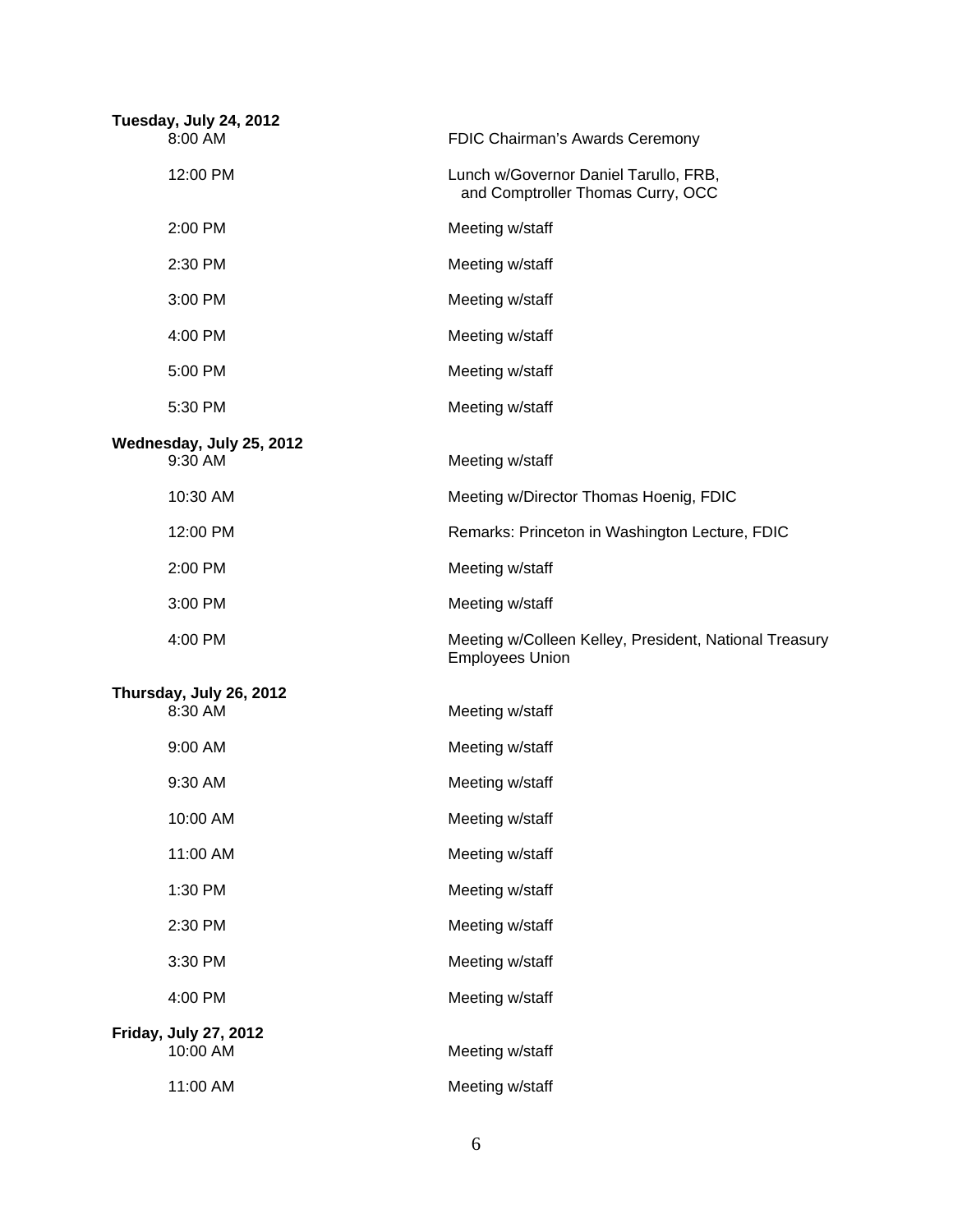**Tuesday, July 24, 2012**

| | |
|---|---|
| 8:00 AM | FDIC Chairman's Awards Ceremony |
| 12:00 PM | Lunch w/Governor Daniel Tarullo, FRB, and Comptroller Thomas Curry, OCC |
| 2:00 PM | Meeting w/staff |
| 2:30 PM | Meeting w/staff |
| 3:00 PM | Meeting w/staff |
| 4:00 PM | Meeting w/staff |
| 5:00 PM | Meeting w/staff |
| 5:30 PM | Meeting w/staff |

**Wednesday, July 25, 2012**

| | |
|---|---|
| 9:30 AM | Meeting w/staff |
| 10:30 AM | Meeting w/Director Thomas Hoenig, FDIC |
| 12:00 PM | Remarks: Princeton in Washington Lecture, FDIC |
| 2:00 PM | Meeting w/staff |
| 3:00 PM | Meeting w/staff |
| 4:00 PM | Meeting w/Colleen Kelley, President, National Treasury Employees Union |

**Thursday, July 26, 2012**

| | |
|---|---|
| 8:30 AM | Meeting w/staff |
| 9:00 AM | Meeting w/staff |
| 9:30 AM | Meeting w/staff |
| 10:00 AM | Meeting w/staff |
| 11:00 AM | Meeting w/staff |
| 1:30 PM | Meeting w/staff |
| 2:30 PM | Meeting w/staff |
| 3:30 PM | Meeting w/staff |
| 4:00 PM | Meeting w/staff |

**Friday, July 27, 2012**

| | |
|---|---|
| 10:00 AM | Meeting w/staff |
| 11:00 AM | Meeting w/staff |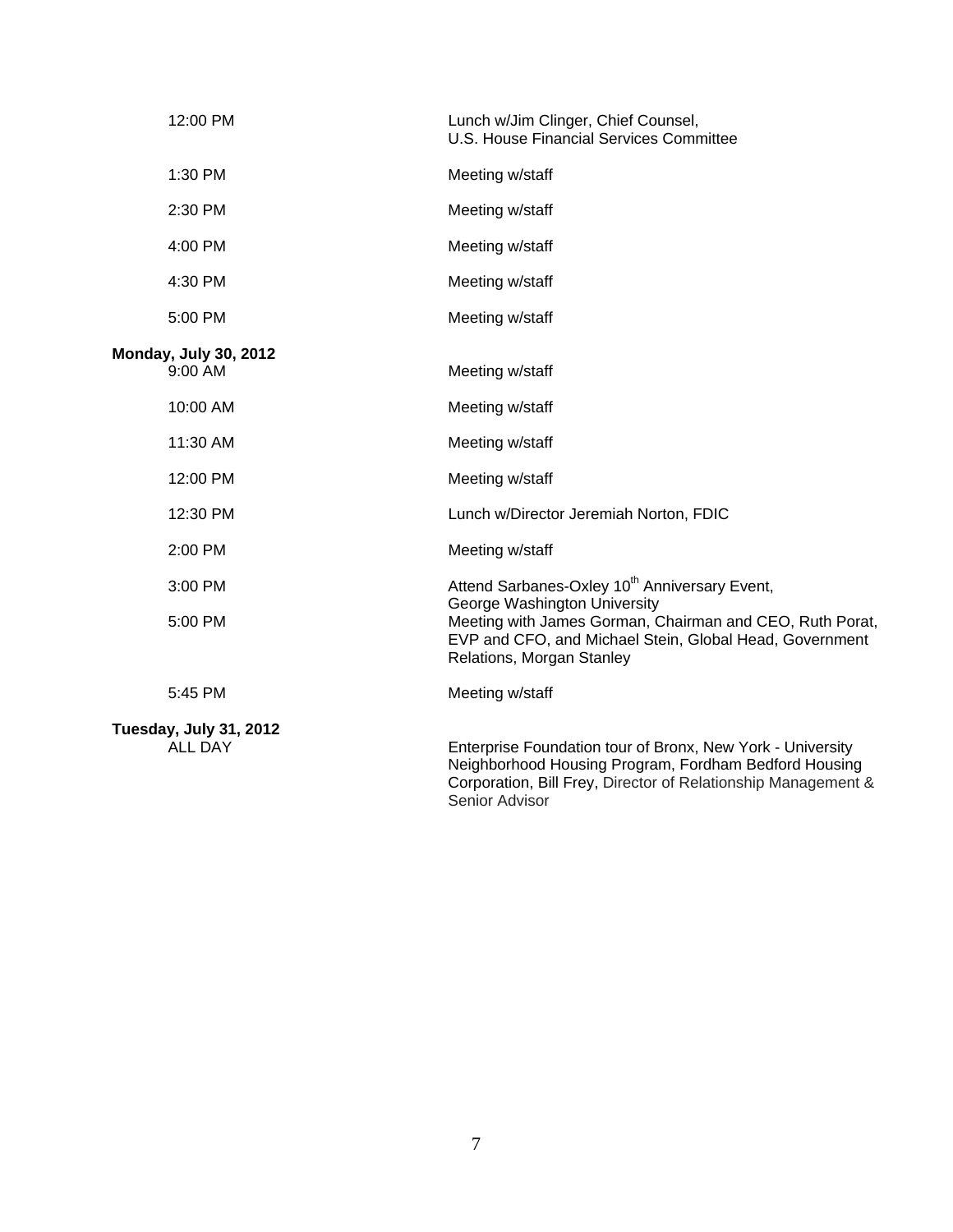| | |
|---|---|
| 12:00 PM | Lunch w/Jim Clinger, Chief Counsel, U.S. House Financial Services Committee |
| 1:30 PM | Meeting w/staff |
| 2:30 PM | Meeting w/staff |
| 4:00 PM | Meeting w/staff |
| 4:30 PM | Meeting w/staff |
| 5:00 PM | Meeting w/staff |

**Monday, July 30, 2012**

| | |
|---|---|
| 9:00 AM | Meeting w/staff |
| 10:00 AM | Meeting w/staff |
| 11:30 AM | Meeting w/staff |
| 12:00 PM | Meeting w/staff |
| 12:30 PM | Lunch w/Director Jeremiah Norton, FDIC |
| 2:00 PM | Meeting w/staff |
| 3:00 PM | Attend Sarbanes-Oxley 10th Anniversary Event, George Washington University |
| 5:00 PM | Meeting with James Gorman, Chairman and CEO, Ruth Porat, EVP and CFO, and Michael Stein, Global Head, Government Relations, Morgan Stanley |
| 5:45 PM | Meeting w/staff |

**Tuesday, July 31, 2012**

| | |
|---|---|
| ALL DAY | Enterprise Foundation tour of Bronx, New York - University Neighborhood Housing Program, Fordham Bedford Housing Corporation, Bill Frey, Director of Relationship Management & Senior Advisor |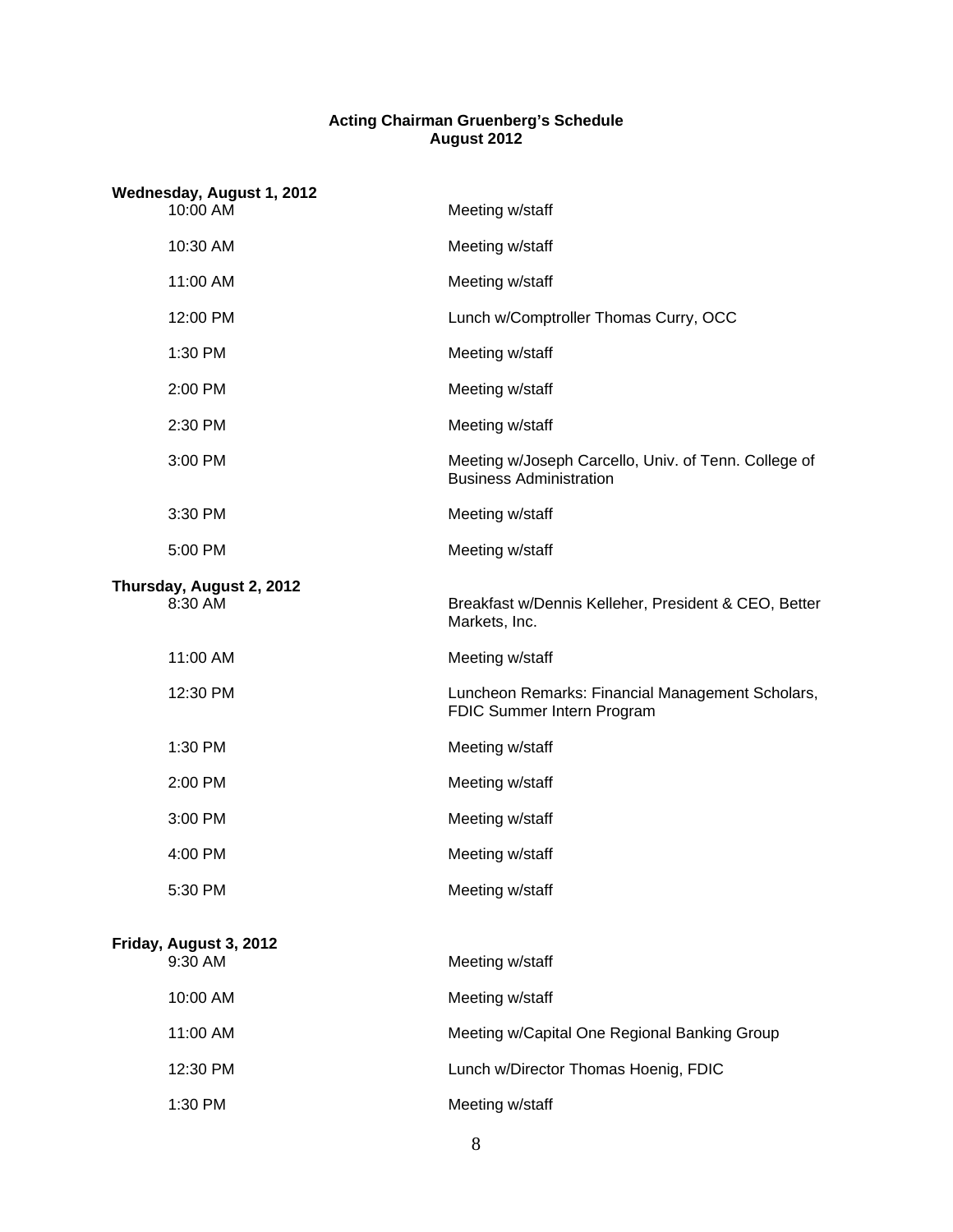**Acting Chairman Gruenberg's Schedule**
**August 2012**

**Wednesday, August 1, 2012**

| | |
|---|---|
| 10:00 AM | Meeting w/staff |
| 10:30 AM | Meeting w/staff |
| 11:00 AM | Meeting w/staff |
| 12:00 PM | Lunch w/Comptroller Thomas Curry, OCC |
| 1:30 PM | Meeting w/staff |
| 2:00 PM | Meeting w/staff |
| 2:30 PM | Meeting w/staff |
| 3:00 PM | Meeting w/Joseph Carcello, Univ. of Tenn. College of Business Administration |
| 3:30 PM | Meeting w/staff |
| 5:00 PM | Meeting w/staff |

**Thursday, August 2, 2012**

| | |
|---|---|
| 8:30 AM | Breakfast w/Dennis Kelleher, President & CEO, Better Markets, Inc. |
| 11:00 AM | Meeting w/staff |
| 12:30 PM | Luncheon Remarks: Financial Management Scholars, FDIC Summer Intern Program |
| 1:30 PM | Meeting w/staff |
| 2:00 PM | Meeting w/staff |
| 3:00 PM | Meeting w/staff |
| 4:00 PM | Meeting w/staff |
| 5:30 PM | Meeting w/staff |

**Friday, August 3, 2012**

| | |
|---|---|
| 9:30 AM | Meeting w/staff |
| 10:00 AM | Meeting w/staff |
| 11:00 AM | Meeting w/Capital One Regional Banking Group |
| 12:30 PM | Lunch w/Director Thomas Hoenig, FDIC |
| 1:30 PM | Meeting w/staff |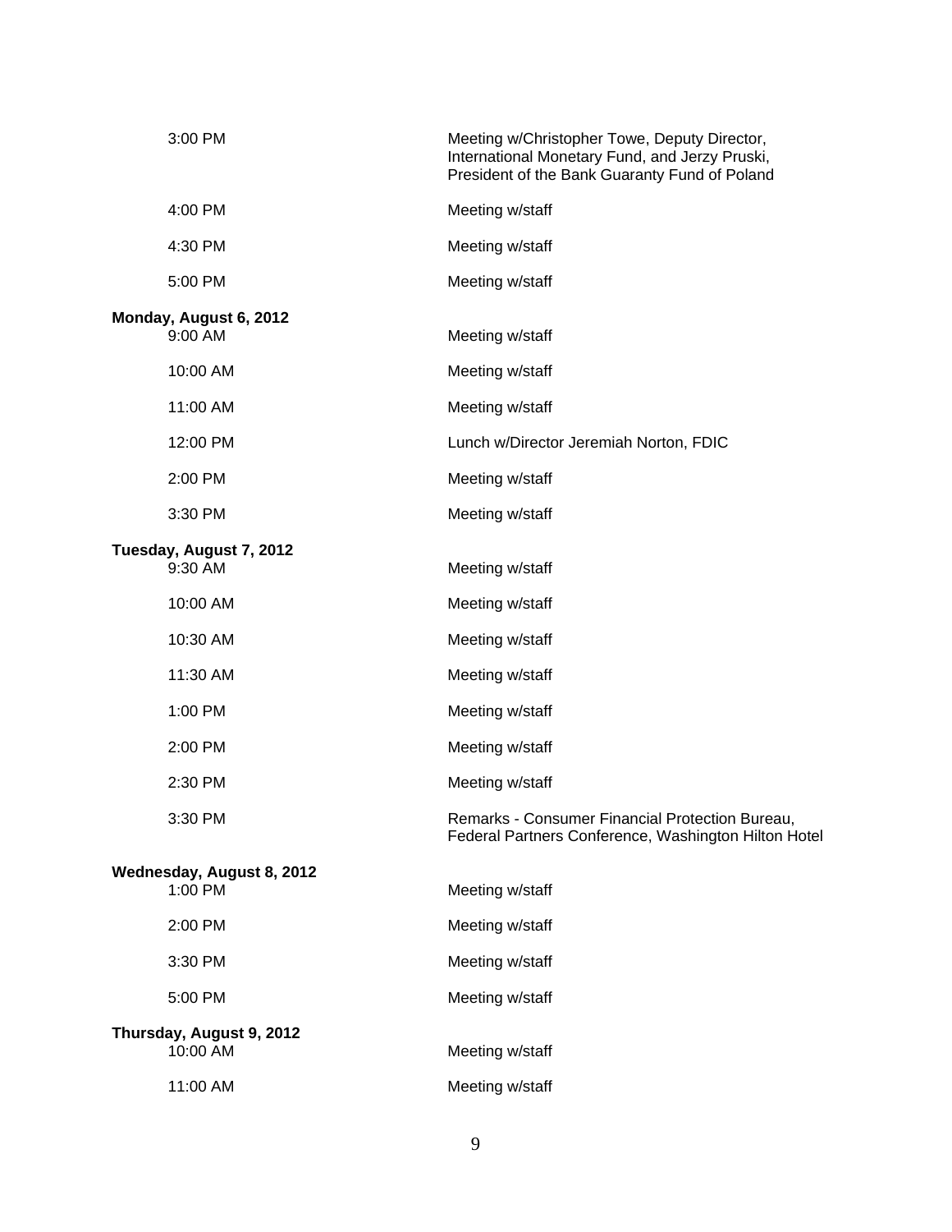| | |
|---|---|
| 3:00 PM | Meeting w/Christopher Towe, Deputy Director, International Monetary Fund, and Jerzy Pruski, President of the Bank Guaranty Fund of Poland |
| 4:00 PM | Meeting w/staff |
| 4:30 PM | Meeting w/staff |
| 5:00 PM | Meeting w/staff |

**Monday, August 6, 2012**

| | |
|---|---|
| 9:00 AM | Meeting w/staff |
| 10:00 AM | Meeting w/staff |
| 11:00 AM | Meeting w/staff |
| 12:00 PM | Lunch w/Director Jeremiah Norton, FDIC |
| 2:00 PM | Meeting w/staff |
| 3:30 PM | Meeting w/staff |

**Tuesday, August 7, 2012**

| | |
|---|---|
| 9:30 AM | Meeting w/staff |
| 10:00 AM | Meeting w/staff |
| 10:30 AM | Meeting w/staff |
| 11:30 AM | Meeting w/staff |
| 1:00 PM | Meeting w/staff |
| 2:00 PM | Meeting w/staff |
| 2:30 PM | Meeting w/staff |
| 3:30 PM | Remarks - Consumer Financial Protection Bureau, Federal Partners Conference, Washington Hilton Hotel |

**Wednesday, August 8, 2012**

| | |
|---|---|
| 1:00 PM | Meeting w/staff |
| 2:00 PM | Meeting w/staff |
| 3:30 PM | Meeting w/staff |
| 5:00 PM | Meeting w/staff |

**Thursday, August 9, 2012**

| | |
|---|---|
| 10:00 AM | Meeting w/staff |
| 11:00 AM | Meeting w/staff |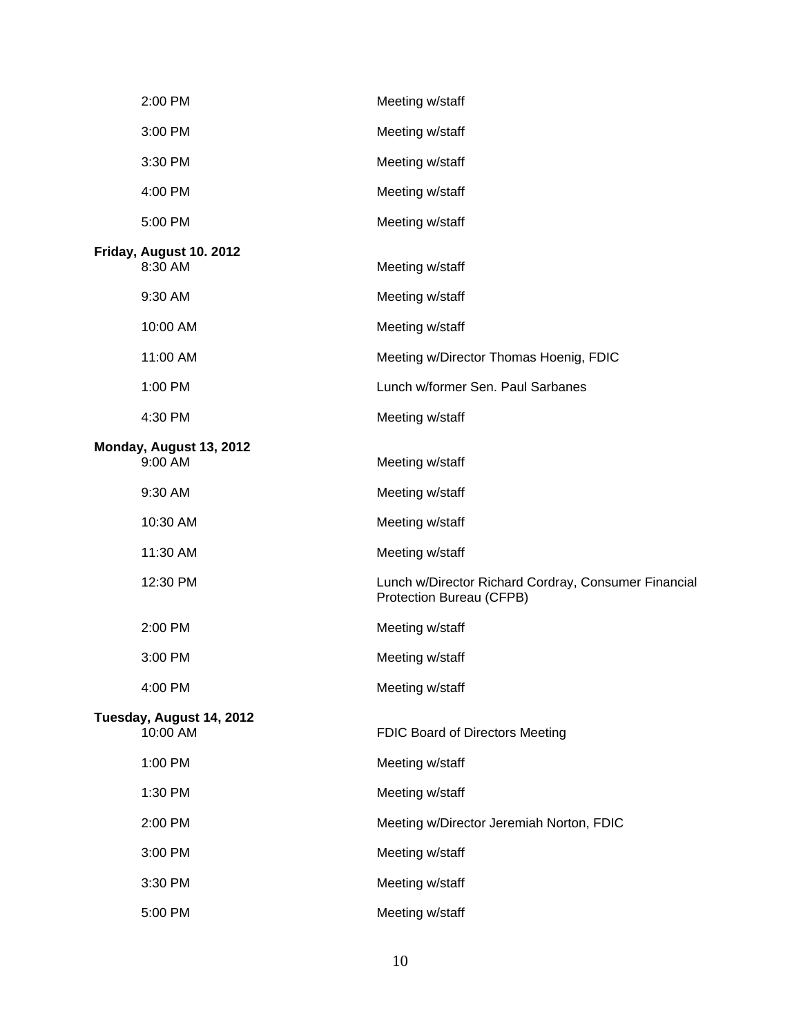| | |
|---|---|
| 2:00 PM | Meeting w/staff |
| 3:00 PM | Meeting w/staff |
| 3:30 PM | Meeting w/staff |
| 4:00 PM | Meeting w/staff |
| 5:00 PM | Meeting w/staff |

**Friday, August 10. 2012**

| | |
|---|---|
| 8:30 AM | Meeting w/staff |
| 9:30 AM | Meeting w/staff |
| 10:00 AM | Meeting w/staff |
| 11:00 AM | Meeting w/Director Thomas Hoenig, FDIC |
| 1:00 PM | Lunch w/former Sen. Paul Sarbanes |
| 4:30 PM | Meeting w/staff |

**Monday, August 13, 2012**

| | |
|---|---|
| 9:00 AM | Meeting w/staff |
| 9:30 AM | Meeting w/staff |
| 10:30 AM | Meeting w/staff |
| 11:30 AM | Meeting w/staff |
| 12:30 PM | Lunch w/Director Richard Cordray, Consumer Financial Protection Bureau (CFPB) |
| 2:00 PM | Meeting w/staff |
| 3:00 PM | Meeting w/staff |
| 4:00 PM | Meeting w/staff |

**Tuesday, August 14, 2012**

| | |
|---|---|
| 10:00 AM | FDIC Board of Directors Meeting |
| 1:00 PM | Meeting w/staff |
| 1:30 PM | Meeting w/staff |
| 2:00 PM | Meeting w/Director Jeremiah Norton, FDIC |
| 3:00 PM | Meeting w/staff |
| 3:30 PM | Meeting w/staff |
| 5:00 PM | Meeting w/staff |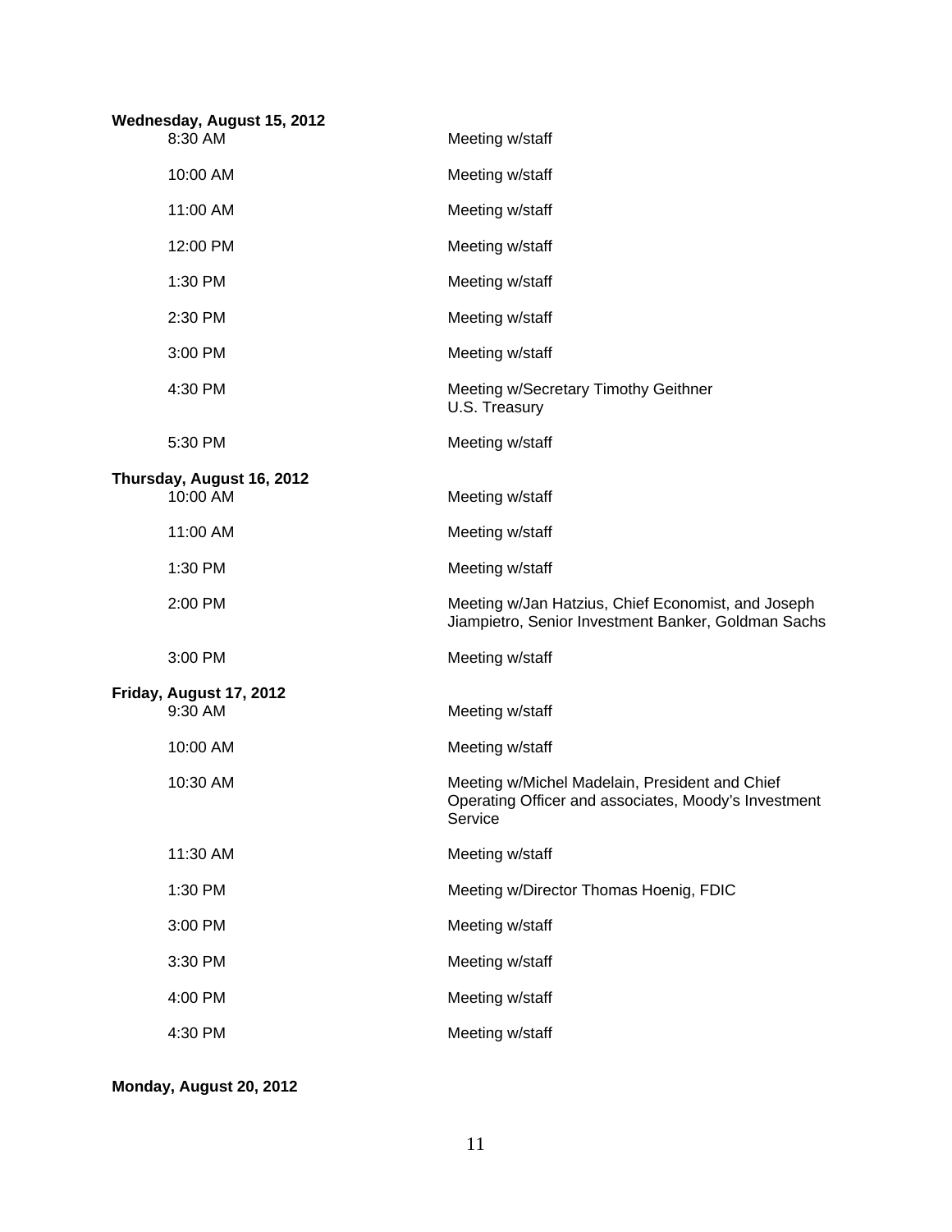**Wednesday, August 15, 2012**

| | |
|---|---|
| 8:30 AM | Meeting w/staff |
| 10:00 AM | Meeting w/staff |
| 11:00 AM | Meeting w/staff |
| 12:00 PM | Meeting w/staff |
| 1:30 PM | Meeting w/staff |
| 2:30 PM | Meeting w/staff |
| 3:00 PM | Meeting w/staff |
| 4:30 PM | Meeting w/Secretary Timothy Geithner U.S. Treasury |
| 5:30 PM | Meeting w/staff |

**Thursday, August 16, 2012**

| | |
|---|---|
| 10:00 AM | Meeting w/staff |
| 11:00 AM | Meeting w/staff |
| 1:30 PM | Meeting w/staff |
| 2:00 PM | Meeting w/Jan Hatzius, Chief Economist, and Joseph Jiampietro, Senior Investment Banker, Goldman Sachs |
| 3:00 PM | Meeting w/staff |

**Friday, August 17, 2012**

| | |
|---|---|
| 9:30 AM | Meeting w/staff |
| 10:00 AM | Meeting w/staff |
| 10:30 AM | Meeting w/Michel Madelain, President and Chief Operating Officer and associates, Moody's Investment Service |
| 11:30 AM | Meeting w/staff |
| 1:30 PM | Meeting w/Director Thomas Hoenig, FDIC |
| 3:00 PM | Meeting w/staff |
| 3:30 PM | Meeting w/staff |
| 4:00 PM | Meeting w/staff |
| 4:30 PM | Meeting w/staff |

**Monday, August 20, 2012**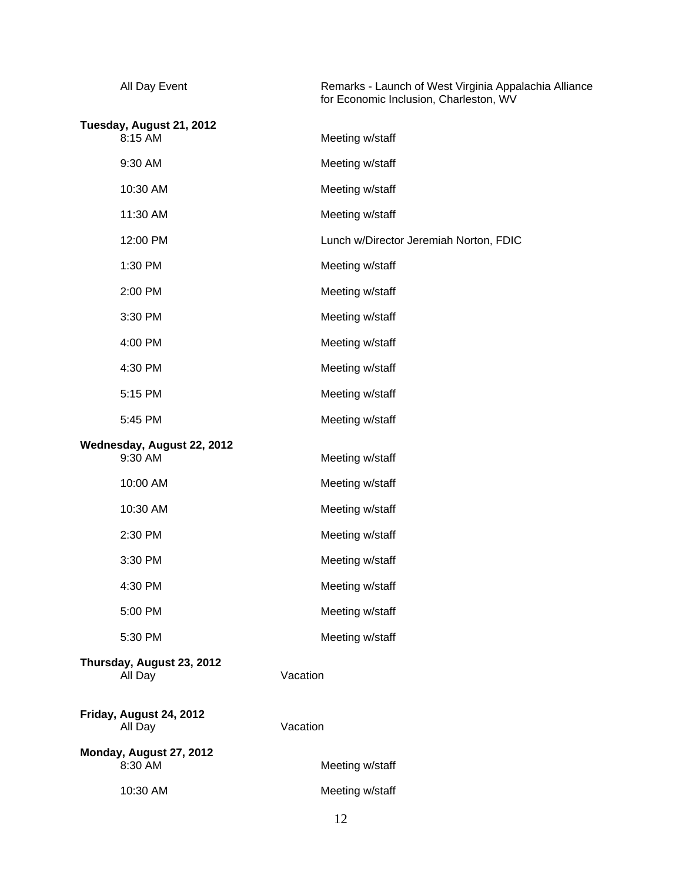All Day Event — Remarks - Launch of West Virginia Appalachia Alliance for Economic Inclusion, Charleston, WV

**Tuesday, August 21, 2012**

| | |
|---|---|
| 8:15 AM | Meeting w/staff |
| 9:30 AM | Meeting w/staff |
| 10:30 AM | Meeting w/staff |
| 11:30 AM | Meeting w/staff |
| 12:00 PM | Lunch w/Director Jeremiah Norton, FDIC |
| 1:30 PM | Meeting w/staff |
| 2:00 PM | Meeting w/staff |
| 3:30 PM | Meeting w/staff |
| 4:00 PM | Meeting w/staff |
| 4:30 PM | Meeting w/staff |
| 5:15 PM | Meeting w/staff |
| 5:45 PM | Meeting w/staff |

**Wednesday, August 22, 2012**

| | |
|---|---|
| 9:30 AM | Meeting w/staff |
| 10:00 AM | Meeting w/staff |
| 10:30 AM | Meeting w/staff |
| 2:30 PM | Meeting w/staff |
| 3:30 PM | Meeting w/staff |
| 4:30 PM | Meeting w/staff |
| 5:00 PM | Meeting w/staff |
| 5:30 PM | Meeting w/staff |

**Thursday, August 23, 2012**

All Day — Vacation

**Friday, August 24, 2012**

All Day — Vacation

**Monday, August 27, 2012**

| | |
|---|---|
| 8:30 AM | Meeting w/staff |
| 10:30 AM | Meeting w/staff |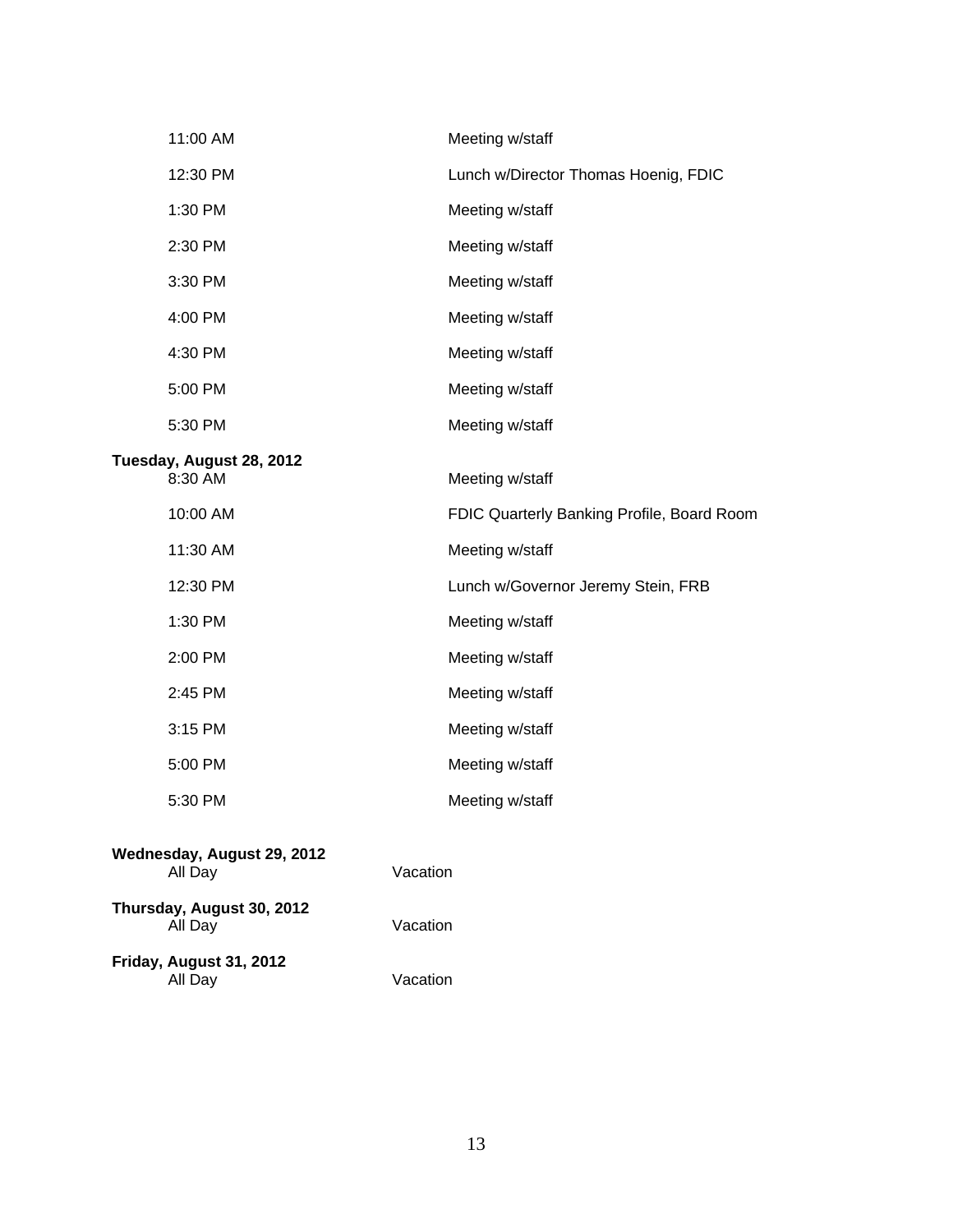| | |
|---|---|
| 11:00 AM | Meeting w/staff |
| 12:30 PM | Lunch w/Director Thomas Hoenig, FDIC |
| 1:30 PM | Meeting w/staff |
| 2:30 PM | Meeting w/staff |
| 3:30 PM | Meeting w/staff |
| 4:00 PM | Meeting w/staff |
| 4:30 PM | Meeting w/staff |
| 5:00 PM | Meeting w/staff |
| 5:30 PM | Meeting w/staff |

**Tuesday, August 28, 2012**

| | |
|---|---|
| 8:30 AM | Meeting w/staff |
| 10:00 AM | FDIC Quarterly Banking Profile, Board Room |
| 11:30 AM | Meeting w/staff |
| 12:30 PM | Lunch w/Governor Jeremy Stein, FRB |
| 1:30 PM | Meeting w/staff |
| 2:00 PM | Meeting w/staff |
| 2:45 PM | Meeting w/staff |
| 3:15 PM | Meeting w/staff |
| 5:00 PM | Meeting w/staff |
| 5:30 PM | Meeting w/staff |

**Wednesday, August 29, 2012**

All Day — Vacation

**Thursday, August 30, 2012**

All Day — Vacation

**Friday, August 31, 2012**

All Day — Vacation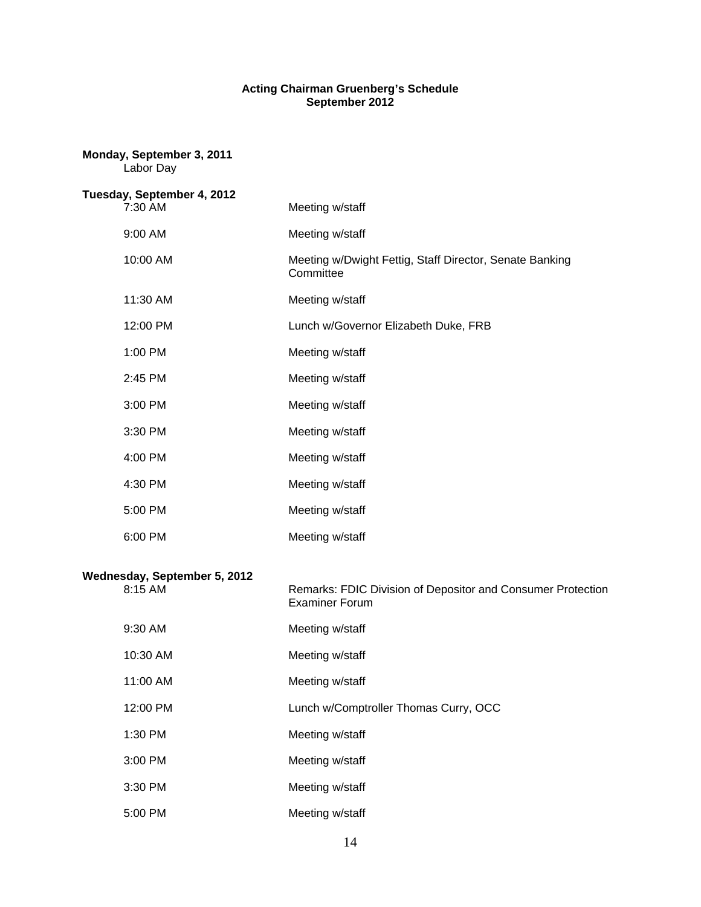**Acting Chairman Gruenberg's Schedule**
**September 2012**

**Monday, September 3, 2011**
Labor Day

**Tuesday, September 4, 2012**

| | |
|---|---|
| 7:30 AM | Meeting w/staff |
| 9:00 AM | Meeting w/staff |
| 10:00 AM | Meeting w/Dwight Fettig, Staff Director, Senate Banking Committee |
| 11:30 AM | Meeting w/staff |
| 12:00 PM | Lunch w/Governor Elizabeth Duke, FRB |
| 1:00 PM | Meeting w/staff |
| 2:45 PM | Meeting w/staff |
| 3:00 PM | Meeting w/staff |
| 3:30 PM | Meeting w/staff |
| 4:00 PM | Meeting w/staff |
| 4:30 PM | Meeting w/staff |
| 5:00 PM | Meeting w/staff |
| 6:00 PM | Meeting w/staff |

**Wednesday, September 5, 2012**

| | |
|---|---|
| 8:15 AM | Remarks: FDIC Division of Depositor and Consumer Protection Examiner Forum |
| 9:30 AM | Meeting w/staff |
| 10:30 AM | Meeting w/staff |
| 11:00 AM | Meeting w/staff |
| 12:00 PM | Lunch w/Comptroller Thomas Curry, OCC |
| 1:30 PM | Meeting w/staff |
| 3:00 PM | Meeting w/staff |
| 3:30 PM | Meeting w/staff |
| 5:00 PM | Meeting w/staff |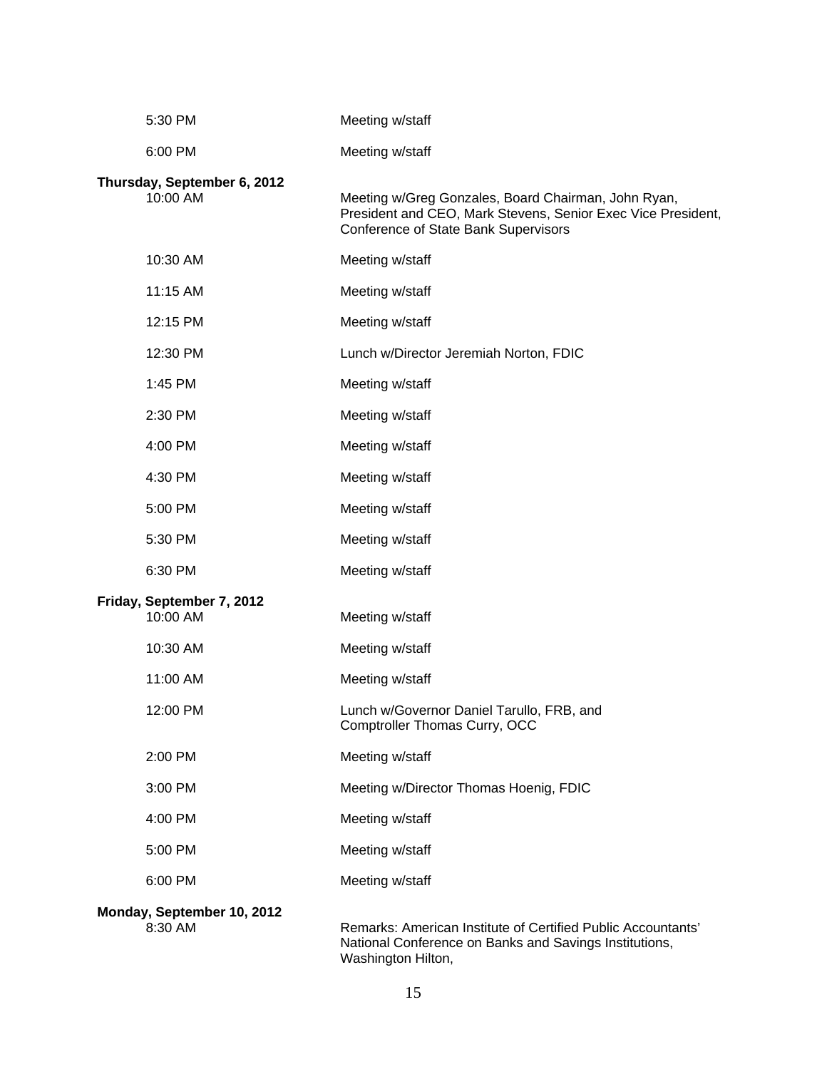| | |
|---|---|
| 5:30 PM | Meeting w/staff |
| 6:00 PM | Meeting w/staff |

**Thursday, September 6, 2012**

| | |
|---|---|
| 10:00 AM | Meeting w/Greg Gonzales, Board Chairman, John Ryan, President and CEO, Mark Stevens, Senior Exec Vice President, Conference of State Bank Supervisors |
| 10:30 AM | Meeting w/staff |
| 11:15 AM | Meeting w/staff |
| 12:15 PM | Meeting w/staff |
| 12:30 PM | Lunch w/Director Jeremiah Norton, FDIC |
| 1:45 PM | Meeting w/staff |
| 2:30 PM | Meeting w/staff |
| 4:00 PM | Meeting w/staff |
| 4:30 PM | Meeting w/staff |
| 5:00 PM | Meeting w/staff |
| 5:30 PM | Meeting w/staff |
| 6:30 PM | Meeting w/staff |

**Friday, September 7, 2012**

| | |
|---|---|
| 10:00 AM | Meeting w/staff |
| 10:30 AM | Meeting w/staff |
| 11:00 AM | Meeting w/staff |
| 12:00 PM | Lunch w/Governor Daniel Tarullo, FRB, and Comptroller Thomas Curry, OCC |
| 2:00 PM | Meeting w/staff |
| 3:00 PM | Meeting w/Director Thomas Hoenig, FDIC |
| 4:00 PM | Meeting w/staff |
| 5:00 PM | Meeting w/staff |
| 6:00 PM | Meeting w/staff |

**Monday, September 10, 2012**

| | |
|---|---|
| 8:30 AM | Remarks: American Institute of Certified Public Accountants' National Conference on Banks and Savings Institutions, Washington Hilton, |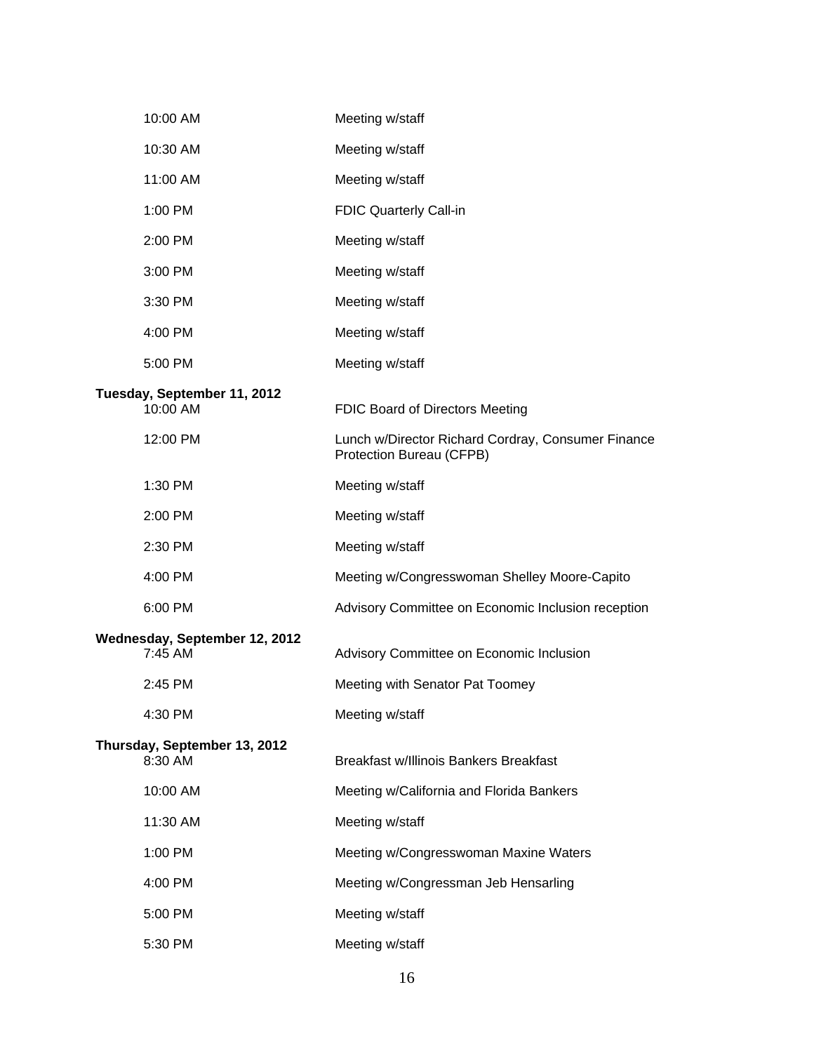| | |
|---|---|
| 10:00 AM | Meeting w/staff |
| 10:30 AM | Meeting w/staff |
| 11:00 AM | Meeting w/staff |
| 1:00 PM | FDIC Quarterly Call-in |
| 2:00 PM | Meeting w/staff |
| 3:00 PM | Meeting w/staff |
| 3:30 PM | Meeting w/staff |
| 4:00 PM | Meeting w/staff |
| 5:00 PM | Meeting w/staff |

**Tuesday, September 11, 2012**

| | |
|---|---|
| 10:00 AM | FDIC Board of Directors Meeting |
| 12:00 PM | Lunch w/Director Richard Cordray, Consumer Finance Protection Bureau (CFPB) |
| 1:30 PM | Meeting w/staff |
| 2:00 PM | Meeting w/staff |
| 2:30 PM | Meeting w/staff |
| 4:00 PM | Meeting w/Congresswoman Shelley Moore-Capito |
| 6:00 PM | Advisory Committee on Economic Inclusion reception |

**Wednesday, September 12, 2012**

| | |
|---|---|
| 7:45 AM | Advisory Committee on Economic Inclusion |
| 2:45 PM | Meeting with Senator Pat Toomey |
| 4:30 PM | Meeting w/staff |

**Thursday, September 13, 2012**

| | |
|---|---|
| 8:30 AM | Breakfast w/Illinois Bankers Breakfast |
| 10:00 AM | Meeting w/California and Florida Bankers |
| 11:30 AM | Meeting w/staff |
| 1:00 PM | Meeting w/Congresswoman Maxine Waters |
| 4:00 PM | Meeting w/Congressman Jeb Hensarling |
| 5:00 PM | Meeting w/staff |
| 5:30 PM | Meeting w/staff |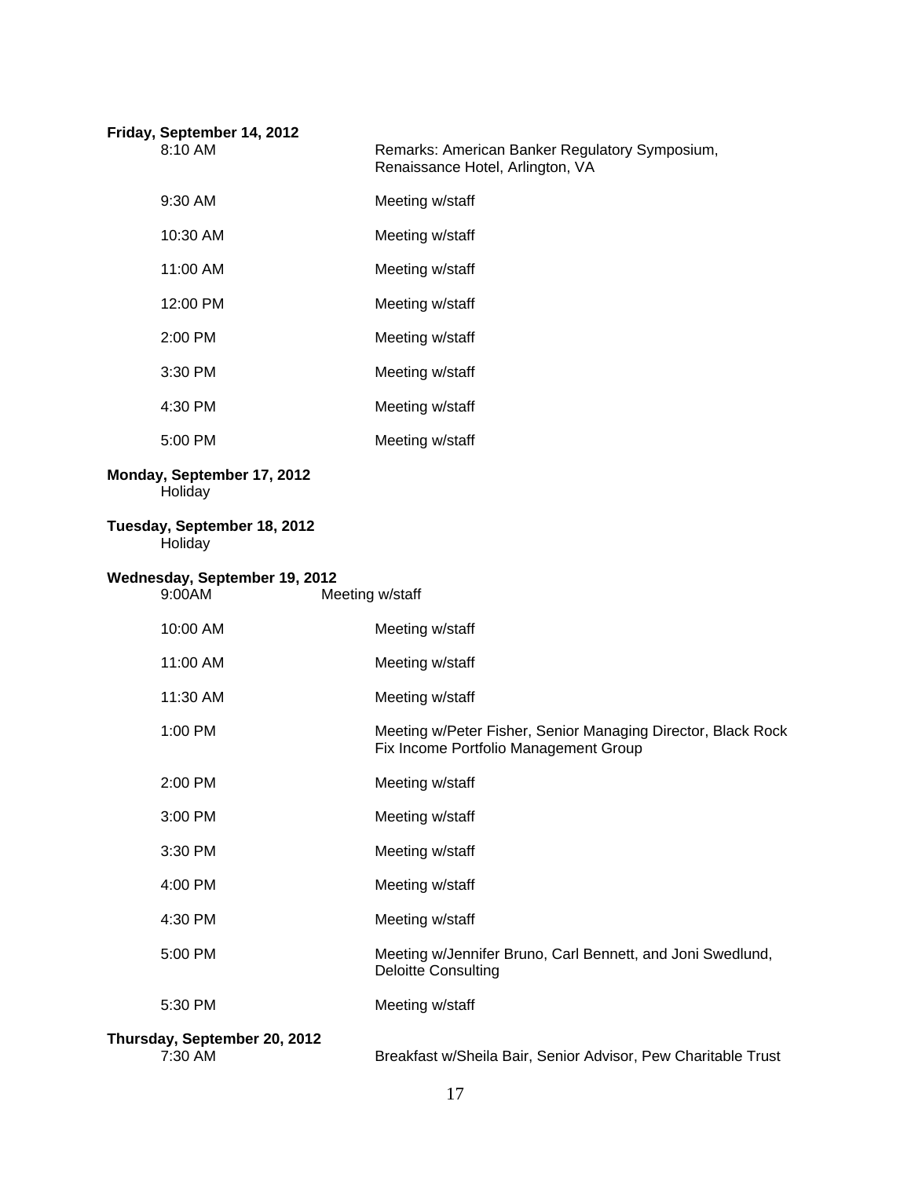**Friday, September 14, 2012**

| | |
|---|---|
| 8:10 AM | Remarks: American Banker Regulatory Symposium, Renaissance Hotel, Arlington, VA |
| 9:30 AM | Meeting w/staff |
| 10:30 AM | Meeting w/staff |
| 11:00 AM | Meeting w/staff |
| 12:00 PM | Meeting w/staff |
| 2:00 PM | Meeting w/staff |
| 3:30 PM | Meeting w/staff |
| 4:30 PM | Meeting w/staff |
| 5:00 PM | Meeting w/staff |

**Monday, September 17, 2012**

Holiday

**Tuesday, September 18, 2012**

Holiday

**Wednesday, September 19, 2012**

| | |
|---|---|
| 9:00AM | Meeting w/staff |
| 10:00 AM | Meeting w/staff |
| 11:00 AM | Meeting w/staff |
| 11:30 AM | Meeting w/staff |
| 1:00 PM | Meeting w/Peter Fisher, Senior Managing Director, Black Rock Fix Income Portfolio Management Group |
| 2:00 PM | Meeting w/staff |
| 3:00 PM | Meeting w/staff |
| 3:30 PM | Meeting w/staff |
| 4:00 PM | Meeting w/staff |
| 4:30 PM | Meeting w/staff |
| 5:00 PM | Meeting w/Jennifer Bruno, Carl Bennett, and Joni Swedlund, Deloitte Consulting |
| 5:30 PM | Meeting w/staff |

**Thursday, September 20, 2012**

| | |
|---|---|
| 7:30 AM | Breakfast w/Sheila Bair, Senior Advisor, Pew Charitable Trust |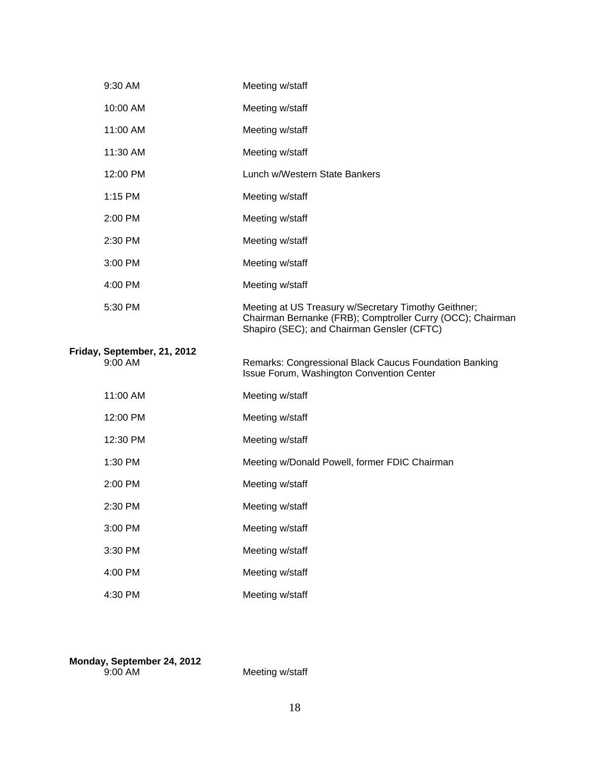| | |
|---|---|
| 9:30 AM | Meeting w/staff |
| 10:00 AM | Meeting w/staff |
| 11:00 AM | Meeting w/staff |
| 11:30 AM | Meeting w/staff |
| 12:00 PM | Lunch w/Western State Bankers |
| 1:15 PM | Meeting w/staff |
| 2:00 PM | Meeting w/staff |
| 2:30 PM | Meeting w/staff |
| 3:00 PM | Meeting w/staff |
| 4:00 PM | Meeting w/staff |
| 5:30 PM | Meeting at US Treasury w/Secretary Timothy Geithner; Chairman Bernanke (FRB); Comptroller Curry (OCC); Chairman Shapiro (SEC); and Chairman Gensler (CFTC) |

**Friday, September, 21, 2012**

| | |
|---|---|
| 9:00 AM | Remarks: Congressional Black Caucus Foundation Banking Issue Forum, Washington Convention Center |
| 11:00 AM | Meeting w/staff |
| 12:00 PM | Meeting w/staff |
| 12:30 PM | Meeting w/staff |
| 1:30 PM | Meeting w/Donald Powell, former FDIC Chairman |
| 2:00 PM | Meeting w/staff |
| 2:30 PM | Meeting w/staff |
| 3:00 PM | Meeting w/staff |
| 3:30 PM | Meeting w/staff |
| 4:00 PM | Meeting w/staff |
| 4:30 PM | Meeting w/staff |

**Monday, September 24, 2012**

| | |
|---|---|
| 9:00 AM | Meeting w/staff |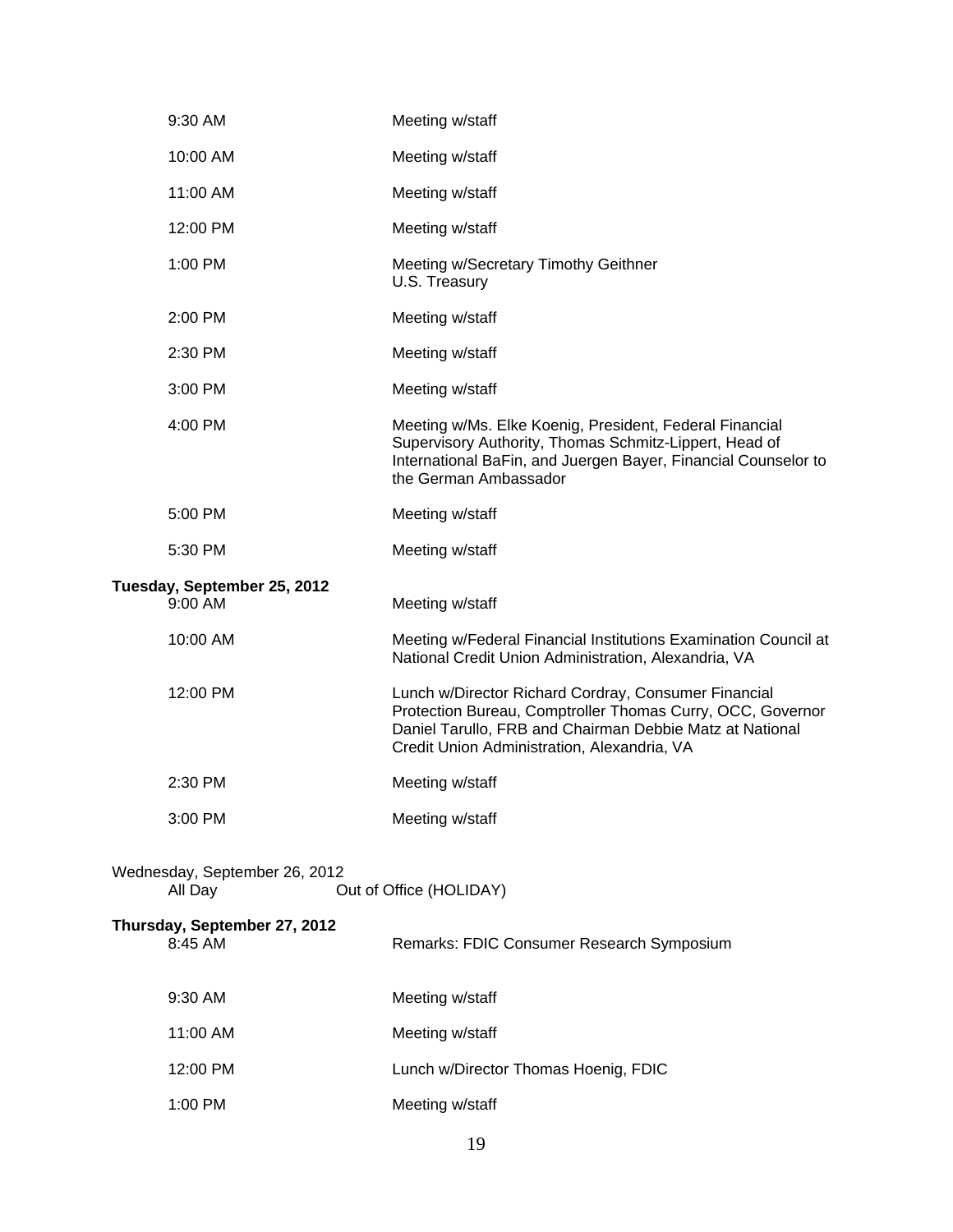| | |
|---|---|
| 9:30 AM | Meeting w/staff |
| 10:00 AM | Meeting w/staff |
| 11:00 AM | Meeting w/staff |
| 12:00 PM | Meeting w/staff |
| 1:00 PM | Meeting w/Secretary Timothy Geithner<br>U.S. Treasury |
| 2:00 PM | Meeting w/staff |
| 2:30 PM | Meeting w/staff |
| 3:00 PM | Meeting w/staff |
| 4:00 PM | Meeting w/Ms. Elke Koenig, President, Federal Financial Supervisory Authority, Thomas Schmitz-Lippert, Head of International BaFin, and Juergen Bayer, Financial Counselor to the German Ambassador |
| 5:00 PM | Meeting w/staff |
| 5:30 PM | Meeting w/staff |

**Tuesday, September 25, 2012**

| | |
|---|---|
| 9:00 AM | Meeting w/staff |
| 10:00 AM | Meeting w/Federal Financial Institutions Examination Council at National Credit Union Administration, Alexandria, VA |
| 12:00 PM | Lunch w/Director Richard Cordray, Consumer Financial Protection Bureau, Comptroller Thomas Curry, OCC, Governor Daniel Tarullo, FRB and Chairman Debbie Matz at National Credit Union Administration, Alexandria, VA |
| 2:30 PM | Meeting w/staff |
| 3:00 PM | Meeting w/staff |

Wednesday, September 26, 2012

| | |
|---|---|
| All Day | Out of Office (HOLIDAY) |

**Thursday, September 27, 2012**

| | |
|---|---|
| 8:45 AM | Remarks: FDIC Consumer Research Symposium |
| 9:30 AM | Meeting w/staff |
| 11:00 AM | Meeting w/staff |
| 12:00 PM | Lunch w/Director Thomas Hoenig, FDIC |
| 1:00 PM | Meeting w/staff |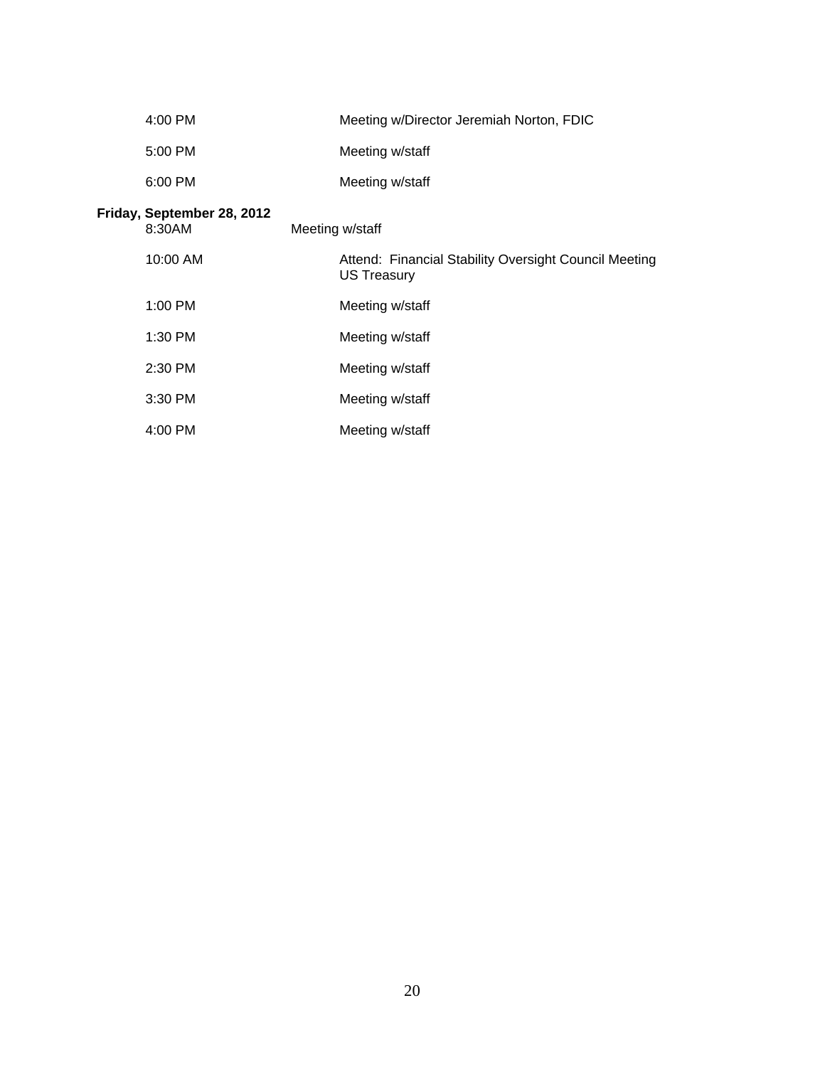| | |
|---|---|
| 4:00 PM | Meeting w/Director Jeremiah Norton, FDIC |
| 5:00 PM | Meeting w/staff |
| 6:00 PM | Meeting w/staff |

**Friday, September 28, 2012**

| | |
|---|---|
| 8:30AM | Meeting w/staff |
| 10:00 AM | Attend: Financial Stability Oversight Council Meeting US Treasury |
| 1:00 PM | Meeting w/staff |
| 1:30 PM | Meeting w/staff |
| 2:30 PM | Meeting w/staff |
| 3:30 PM | Meeting w/staff |
| 4:00 PM | Meeting w/staff |